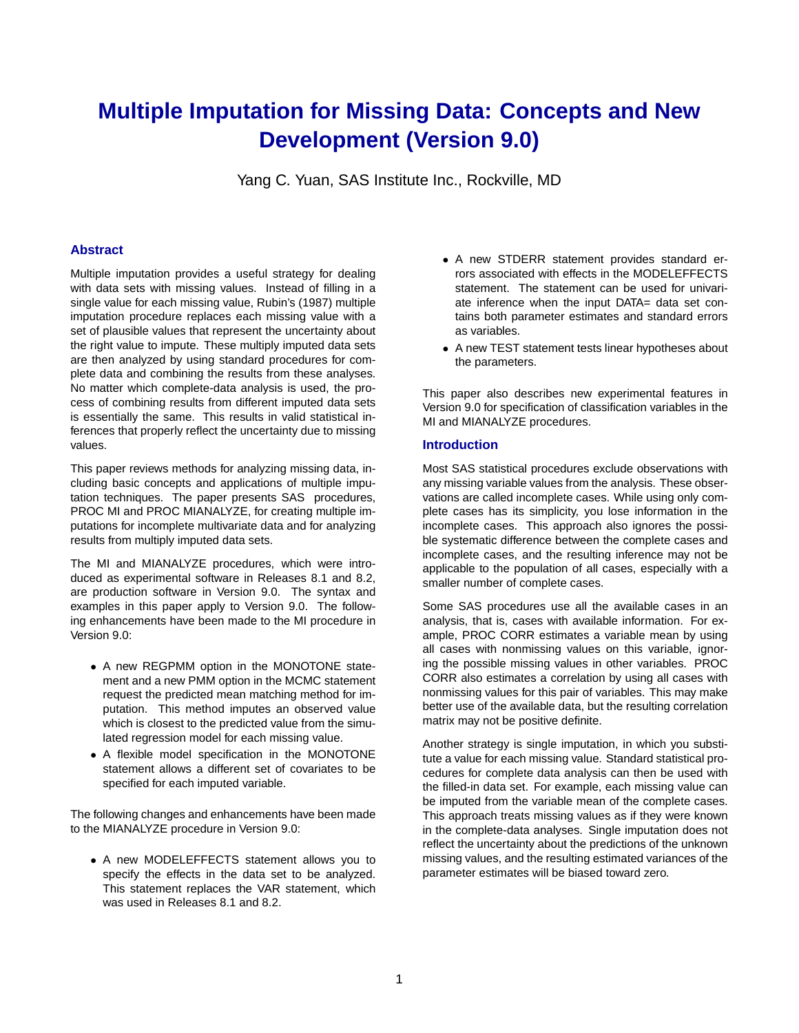# Multiple Imputation for Missing Data: Concepts and New Development (Version 9.0)

Yang C. Yuan, SAS Institute Inc., Rockville, MD

## Abstract

Multiple imputation provides a useful strategy for dealing with data sets with missing values. Instead of filling in a single value for each missing value, Rubin's (1987) multiple imputation procedure replaces each missing value with a set of plausible values that represent the uncertainty about the right value to impute. These multiply imputed data sets are then analyzed by using standard procedures for complete data and combining the results from these analyses. No matter which complete-data analysis is used, the process of combining results from different imputed data sets is essentially the same. This results in valid statistical inferences that properly reflect the uncertainty due to missing values.

This paper reviews methods for analyzing missing data, including basic concepts and applications of multiple imputation techniques. The paper presents SAS procedures, PROC MI and PROC MIANALYZE, for creating multiple imputations for incomplete multivariate data and for analyzing results from multiply imputed data sets.

The MI and MIANALYZE procedures, which were introduced as experimental software in Releases 8.1 and 8.2, are production software in Version 9.0. The syntax and examples in this paper apply to Version 9.0. The following enhancements have been made to the MI procedure in Version 9.0:

- A new REGPMM option in the MONOTONE statement and a new PMM option in the MCMC statement request the predicted mean matching method for imputation. This method imputes an observed value which is closest to the predicted value from the simulated regression model for each missing value.
- A flexible model specification in the MONOTONE statement allows a different set of covariates to be specified for each imputed variable.

The following changes and enhancements have been made to the MIANALYZE procedure in Version 9.0:

- A new MODELEFFECTS statement allows you to specify the effects in the data set to be analyzed. This statement replaces the VAR statement, which was used in Releases 8.1 and 8.2.
- A new STDERR statement provides standard errors associated with effects in the MODELEFFECTS statement. The statement can be used for univariate inference when the input DATA= data set contains both parameter estimates and standard errors as variables.
- A new TEST statement tests linear hypotheses about the parameters.

This paper also describes new experimental features in Version 9.0 for specification of classification variables in the MI and MIANALYZE procedures.

## Introduction

Most SAS statistical procedures exclude observations with any missing variable values from the analysis. These observations are called incomplete cases. While using only complete cases has its simplicity, you lose information in the incomplete cases. This approach also ignores the possible systematic difference between the complete cases and incomplete cases, and the resulting inference may not be applicable to the population of all cases, especially with a smaller number of complete cases.

Some SAS procedures use all the available cases in an analysis, that is, cases with available information. For example, PROC CORR estimates a variable mean by using all cases with nonmissing values on this variable, ignoring the possible missing values in other variables. PROC CORR also estimates a correlation by using all cases with nonmissing values for this pair of variables. This may make better use of the available data, but the resulting correlation matrix may not be positive definite.

Another strategy is single imputation, in which you substitute a value for each missing value. Standard statistical procedures for complete data analysis can then be used with the filled-in data set. For example, each missing value can be imputed from the variable mean of the complete cases. This approach treats missing values as if they were known in the complete-data analyses. Single imputation does not reflect the uncertainty about the predictions of the unknown missing values, and the resulting estimated variances of the parameter estimates will be biased toward zero.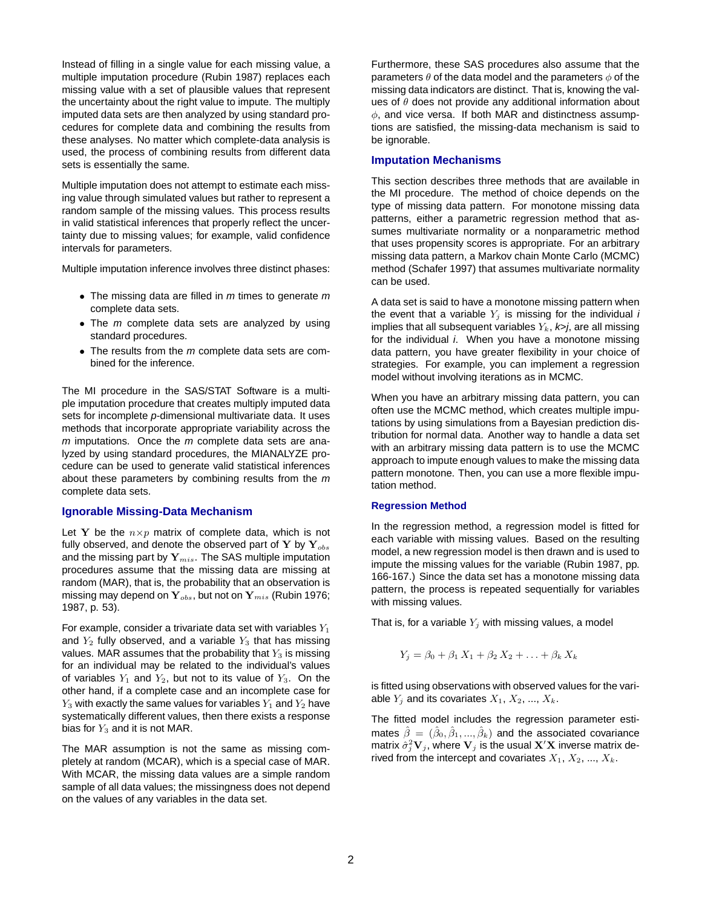Instead of filling in a single value for each missing value, a multiple imputation procedure (Rubin 1987) replaces each missing value with a set of plausible values that represent the uncertainty about the right value to impute. The multiply imputed data sets are then analyzed by using standard procedures for complete data and combining the results from these analyses. No matter which complete-data analysis is used, the process of combining results from different data sets is essentially the same.

Multiple imputation does not attempt to estimate each missing value through simulated values but rather to represent a random sample of the missing values. This process results in valid statistical inferences that properly reflect the uncertainty due to missing values; for example, valid confidence intervals for parameters.

Multiple imputation inference involves three distinct phases:

- The missing data are filled in *m* times to generate *m* complete data sets.
- The *m* complete data sets are analyzed by using standard procedures.
- The results from the *m* complete data sets are combined for the inference.

The MI procedure in the SAS/STAT Software is a multiple imputation procedure that creates multiply imputed data sets for incomplete *p*-dimensional multivariate data. It uses methods that incorporate appropriate variability across the *m* imputations. Once the *m* complete data sets are analyzed by using standard procedures, the MIANALYZE procedure can be used to generate valid statistical inferences about these parameters by combining results from the *m* complete data sets.

## Ignorable Missing-Data Mechanism

Let $\mathbf{Y}$ be the $n \times p$ matrix of complete data, which is not fully observed, and denote the observed part of $\mathbf{Y}$ by $\mathbf{Y}_{obs}$ and the missing part by $\mathbf{Y}_{mis}$. The SAS multiple imputation procedures assume that the missing data are missing at random (MAR), that is, the probability that an observation is missing may depend on $\mathbf{Y}_{obs}$, but not on $\mathbf{Y}_{mis}$ (Rubin 1976; 1987, p. 53).

For example, consider a trivariate data set with variables $Y_1$ and $Y_2$ fully observed, and a variable $Y_3$ that has missing values. MAR assumes that the probability that $Y_3$ is missing for an individual may be related to the individual's values of variables $Y_1$ and $Y_2$, but not to its value of $Y_3$. On the other hand, if a complete case and an incomplete case for $Y_3$ with exactly the same values for variables $Y_1$ and $Y_2$ have systematically different values, then there exists a response bias for $Y_3$ and it is not MAR.

The MAR assumption is not the same as missing completely at random (MCAR), which is a special case of MAR. With MCAR, the missing data values are a simple random sample of all data values; the missingness does not depend on the values of any variables in the data set.

Furthermore, these SAS procedures also assume that the parameters $\theta$ of the data model and the parameters $\phi$ of the missing data indicators are distinct. That is, knowing the values of $\theta$ does not provide any additional information about $\phi$, and vice versa. If both MAR and distinctness assumptions are satisfied, the missing-data mechanism is said to be ignorable.

## Imputation Mechanisms

This section describes three methods that are available in the MI procedure. The method of choice depends on the type of missing data pattern. For monotone missing data patterns, either a parametric regression method that assumes multivariate normality or a nonparametric method that uses propensity scores is appropriate. For an arbitrary missing data pattern, a Markov chain Monte Carlo (MCMC) method (Schafer 1997) that assumes multivariate normality can be used.

A data set is said to have a monotone missing pattern when the event that a variable $Y_j$ is missing for the individual *i* implies that all subsequent variables $Y_k$, *k*>*j*, are all missing for the individual *i*. When you have a monotone missing data pattern, you have greater flexibility in your choice of strategies. For example, you can implement a regression model without involving iterations as in MCMC.

When you have an arbitrary missing data pattern, you can often use the MCMC method, which creates multiple imputations by using simulations from a Bayesian prediction distribution for normal data. Another way to handle a data set with an arbitrary missing data pattern is to use the MCMC approach to impute enough values to make the missing data pattern monotone. Then, you can use a more flexible imputation method.

### Regression Method

In the regression method, a regression model is fitted for each variable with missing values. Based on the resulting model, a new regression model is then drawn and is used to impute the missing values for the variable (Rubin 1987, pp. 166-167.) Since the data set has a monotone missing data pattern, the process is repeated sequentially for variables with missing values.

That is, for a variable $Y_j$ with missing values, a model

$$Y_j = \beta_0 + \beta_1 X_1 + \beta_2 X_2 + \ldots + \beta_k X_k$$

is fitted using observations with observed values for the variable $Y_j$ and its covariates $X_1$, $X_2$, ..., $X_k$.

The fitted model includes the regression parameter estimates $\hat{\beta} = (\hat{\beta}_0, \hat{\beta}_1, ..., \hat{\beta}_k)$ and the associated covariance matrix $\hat{\sigma}_j^2 \mathbf{V}_j$, where $\mathbf{V}_j$ is the usual $\mathbf{X}'\mathbf{X}$ inverse matrix derived from the intercept and covariates $X_1$, $X_2$, ..., $X_k$.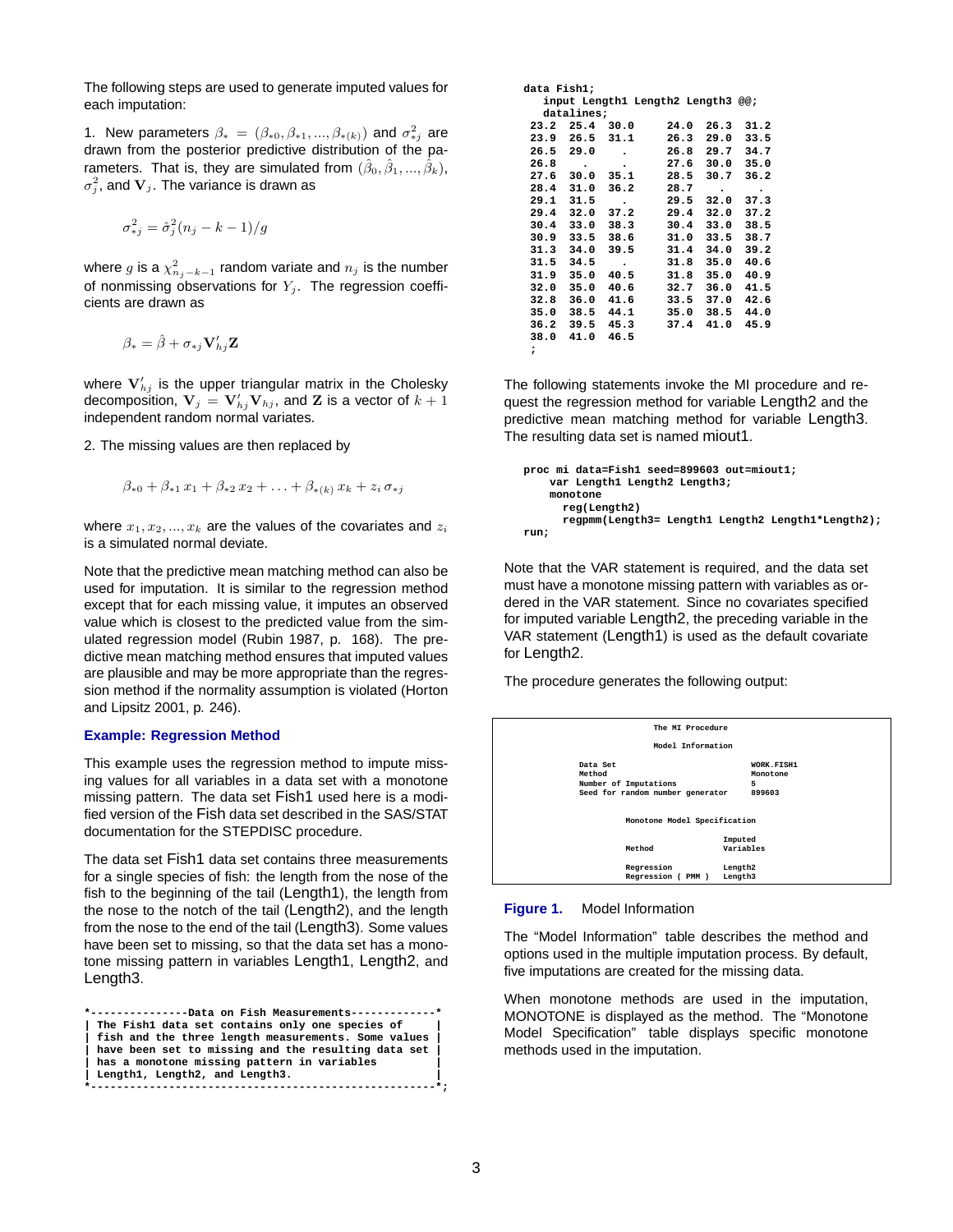The following steps are used to generate imputed values for each imputation:

1. New parameters $\beta_* = (\beta_{*0}, \beta_{*1}, ..., \beta_{*(k)})$ and $\sigma^2_{*j}$ are drawn from the posterior predictive distribution of the parameters. That is, they are simulated from $(\hat{\beta}_0, \hat{\beta}_1, ..., \hat{\beta}_k)$, $\sigma^2_j$, and $\mathbf{V}_j$. The variance is drawn as

$$\sigma^2_{*j} = \hat{\sigma}^2_j (n_j - k - 1)/g$$

where $g$ is a $\chi^2_{n_j - k - 1}$ random variate and $n_j$ is the number of nonmissing observations for $Y_j$. The regression coefficients are drawn as

$$\beta_* = \hat{\beta} + \sigma_{*j} \mathbf{V}'_{hj} \mathbf{Z}$$

where $\mathbf{V}'_{hj}$ is the upper triangular matrix in the Cholesky decomposition, $\mathbf{V}_j = \mathbf{V}'_{hj} \mathbf{V}_{hj}$, and $\mathbf{Z}$ is a vector of $k+1$ independent random normal variates.

2. The missing values are then replaced by

$$\beta_{*0} + \beta_{*1}\, x_1 + \beta_{*2}\, x_2 + \ldots + \beta_{*(k)}\, x_k + z_i\, \sigma_{*j}$$

where $x_1, x_2, ..., x_k$ are the values of the covariates and $z_i$ is a simulated normal deviate.

Note that the predictive mean matching method can also be used for imputation. It is similar to the regression method except that for each missing value, it imputes an observed value which is closest to the predicted value from the simulated regression model (Rubin 1987, p. 168). The predictive mean matching method ensures that imputed values are plausible and may be more appropriate than the regression method if the normality assumption is violated (Horton and Lipsitz 2001, p. 246).

### Example: Regression Method

This example uses the regression method to impute missing values for all variables in a data set with a monotone missing pattern. The data set Fish1 used here is a modified version of the Fish data set described in the SAS/STAT documentation for the STEPDISC procedure.

The data set Fish1 data set contains three measurements for a single species of fish: the length from the nose of the fish to the beginning of the tail (Length1), the length from the nose to the notch of the tail (Length2), and the length from the nose to the end of the tail (Length3). Some values have been set to missing, so that the data set has a monotone missing pattern in variables Length1, Length2, and Length3.

```
*---------------Data on Fish Measurements-------------*
| The Fish1 data set contains only one species of     |
| fish and the three length measurements. Some values |
| have been set to missing and the resulting data set |
| has a monotone missing pattern in variables         |
| Length1, Length2, and Length3.                      |
*-----------------------------------------------------*;
```

```
data Fish1;
   input Length1 Length2 Length3 @@;
   datalines;
 23.2  25.4  30.0     24.0  26.3  31.2
 23.9  26.5  31.1     26.3  29.0  33.5
 26.5  29.0   .       26.8  29.7  34.7
 26.8   .     .       27.6  30.0  35.0
 27.6  30.0  35.1     28.5  30.7  36.2
 28.4  31.0  36.2     28.7   .     .
 29.1  31.5   .       29.5  32.0  37.3
 29.4  32.0  37.2     29.4  32.0  37.2
 30.4  33.0  38.3     30.4  33.0  38.5
 30.9  33.5  38.6     31.0  33.5  38.7
 31.3  34.0  39.5     31.4  34.0  39.2
 31.5  34.5   .       31.8  35.0  40.6
 31.9  35.0  40.5     31.8  35.0  40.9
 32.0  35.0  40.6     32.7  36.0  41.5
 32.8  36.0  41.6     33.5  37.0  42.6
 35.0  38.5  44.1     35.0  38.5  44.0
 36.2  39.5  45.3     37.4  41.0  45.9
 38.0  41.0  46.5
 ;
```

The following statements invoke the MI procedure and request the regression method for variable Length2 and the predictive mean matching method for variable Length3. The resulting data set is named miout1.

```
proc mi data=Fish1 seed=899603 out=miout1;
    var Length1 Length2 Length3;
    monotone
      reg(Length2)
      regpmm(Length3= Length1 Length2 Length1*Length2);
run;
```

Note that the VAR statement is required, and the data set must have a monotone missing pattern with variables as ordered in the VAR statement. Since no covariates specified for imputed variable Length2, the preceding variable in the VAR statement (Length1) is used as the default covariate for Length2.

The procedure generates the following output:

```
                          The MI Procedure

                          Model Information

           Data Set                               WORK.FISH1
           Method                                 Monotone
           Number of Imputations                  5
           Seed for random number generator       899603


                    Monotone Model Specification

                                          Imputed
                    Method                Variables

                    Regression            Length2
                    Regression ( PMM )    Length3
```

**Figure 1.** Model Information

The "Model Information" table describes the method and options used in the multiple imputation process. By default, five imputations are created for the missing data.

When monotone methods are used in the imputation, MONOTONE is displayed as the method. The "Monotone Model Specification" table displays specific monotone methods used in the imputation.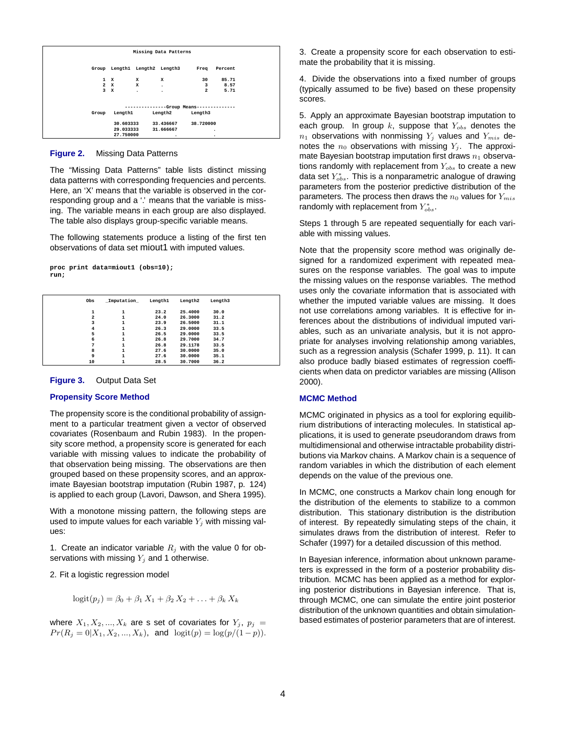**Missing Data Patterns**

| Group | Length1 | Length2 | Length3 | Freq | Percent |
|---|---|---|---|---|---|
| 1 | X | X | X | 30 | 85.71 |
| 2 | X | X | . | 3 | 8.57 |
| 3 | X | . | . | 2 | 5.71 |

| Group | Length1 | Length2 | Length3 |
|---|---|---|---|
| | -----------Group Means----------- | | |
| 1 | 30.603333 | 33.436667 | 38.720000 |
| 2 | 29.033333 | 31.666667 | . |
| 3 | 27.750000 | . | . |

**Figure 2.** Missing Data Patterns

The "Missing Data Patterns" table lists distinct missing data patterns with corresponding frequencies and percents. Here, an 'X' means that the variable is observed in the corresponding group and a '.' means that the variable is missing. The variable means in each group are also displayed. The table also displays group-specific variable means.

The following statements produce a listing of the first ten observations of data set miout1 with imputed values.

```
proc print data=miout1 (obs=10);
run;
```

| Obs | _Imputation_ | Length1 | Length2 | Length3 |
|---|---|---|---|---|
| 1 | 1 | 23.2 | 25.4000 | 30.0 |
| 2 | 1 | 24.0 | 26.3000 | 31.2 |
| 3 | 1 | 23.9 | 26.5000 | 31.1 |
| 4 | 1 | 26.3 | 29.0000 | 33.5 |
| 5 | 1 | 26.5 | 29.0000 | 33.5 |
| 6 | 1 | 26.8 | 29.7000 | 34.7 |
| 7 | 1 | 26.8 | 29.1178 | 33.5 |
| 8 | 1 | 27.6 | 30.0000 | 35.0 |
| 9 | 1 | 27.6 | 30.0000 | 35.1 |
| 10 | 1 | 28.5 | 30.7000 | 36.2 |

**Figure 3.** Output Data Set

## Propensity Score Method

The propensity score is the conditional probability of assignment to a particular treatment given a vector of observed covariates (Rosenbaum and Rubin 1983). In the propensity score method, a propensity score is generated for each variable with missing values to indicate the probability of that observation being missing. The observations are then grouped based on these propensity scores, and an approximate Bayesian bootstrap imputation (Rubin 1987, p. 124) is applied to each group (Lavori, Dawson, and Shera 1995).

With a monotone missing pattern, the following steps are used to impute values for each variable $Y_j$ with missing values:

1. Create an indicator variable $R_j$ with the value 0 for observations with missing $Y_j$ and 1 otherwise.

2. Fit a logistic regression model

$$\mathrm{logit}(p_j) = \beta_0 + \beta_1 X_1 + \beta_2 X_2 + \ldots + \beta_k X_k$$

where $X_1, X_2, ..., X_k$ are s set of covariates for $Y_j$, $p_j = Pr(R_j = 0 | X_1, X_2, ..., X_k)$, and $\mathrm{logit}(p) = \log(p/(1-p))$.

3. Create a propensity score for each observation to estimate the probability that it is missing.

4. Divide the observations into a fixed number of groups (typically assumed to be five) based on these propensity scores.

5. Apply an approximate Bayesian bootstrap imputation to each group. In group $k$, suppose that $Y_{obs}$ denotes the $n_1$ observations with nonmissing $Y_j$ values and $Y_{mis}$ denotes the $n_0$ observations with missing $Y_j$. The approximate Bayesian bootstrap imputation first draws $n_1$ observations randomly with replacement from $Y_{obs}$ to create a new data set $Y^*_{obs}$. This is a nonparametric analogue of drawing parameters from the posterior predictive distribution of the parameters. The process then draws the $n_0$ values for $Y_{mis}$ randomly with replacement from $Y^*_{obs}$.

Steps 1 through 5 are repeated sequentially for each variable with missing values.

Note that the propensity score method was originally designed for a randomized experiment with repeated measures on the response variables. The goal was to impute the missing values on the response variables. The method uses only the covariate information that is associated with whether the imputed variable values are missing. It does not use correlations among variables. It is effective for inferences about the distributions of individual imputed variables, such as an univariate analysis, but it is not appropriate for analyses involving relationship among variables, such as a regression analysis (Schafer 1999, p. 11). It can also produce badly biased estimates of regression coefficients when data on predictor variables are missing (Allison 2000).

## MCMC Method

MCMC originated in physics as a tool for exploring equilibrium distributions of interacting molecules. In statistical applications, it is used to generate pseudorandom draws from multidimensional and otherwise intractable probability distributions via Markov chains. A Markov chain is a sequence of random variables in which the distribution of each element depends on the value of the previous one.

In MCMC, one constructs a Markov chain long enough for the distribution of the elements to stabilize to a common distribution. This stationary distribution is the distribution of interest. By repeatedly simulating steps of the chain, it simulates draws from the distribution of interest. Refer to Schafer (1997) for a detailed discussion of this method.

In Bayesian inference, information about unknown parameters is expressed in the form of a posterior probability distribution. MCMC has been applied as a method for exploring posterior distributions in Bayesian inference. That is, through MCMC, one can simulate the entire joint posterior distribution of the unknown quantities and obtain simulation-based estimates of posterior parameters that are of interest.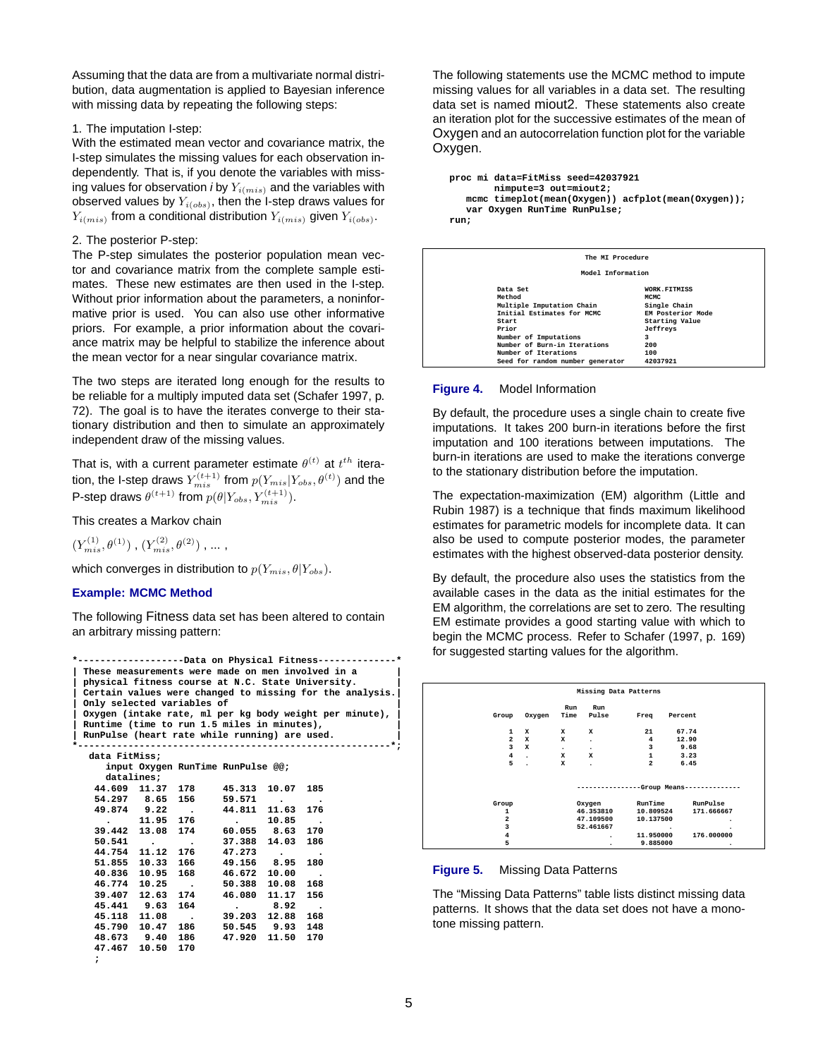Assuming that the data are from a multivariate normal distribution, data augmentation is applied to Bayesian inference with missing data by repeating the following steps:

1. The imputation I-step:
With the estimated mean vector and covariance matrix, the I-step simulates the missing values for each observation independently. That is, if you denote the variables with missing values for observation *i* by $Y_{i(mis)}$ and the variables with observed values by $Y_{i(obs)}$, then the I-step draws values for $Y_{i(mis)}$ from a conditional distribution $Y_{i(mis)}$ given $Y_{i(obs)}$.

2. The posterior P-step:
The P-step simulates the posterior population mean vector and covariance matrix from the complete sample estimates. These new estimates are then used in the I-step. Without prior information about the parameters, a noninformative prior is used. You can also use other informative priors. For example, a prior information about the covariance matrix may be helpful to stabilize the inference about the mean vector for a near singular covariance matrix.

The two steps are iterated long enough for the results to be reliable for a multiply imputed data set (Schafer 1997, p. 72). The goal is to have the iterates converge to their stationary distribution and then to simulate an approximately independent draw of the missing values.

That is, with a current parameter estimate $\theta^{(t)}$ at $t^{th}$ iteration, the I-step draws $Y_{mis}^{(t+1)}$ from $p(Y_{mis}|Y_{obs}, \theta^{(t)})$ and the P-step draws $\theta^{(t+1)}$ from $p(\theta|Y_{obs}, Y_{mis}^{(t+1)})$.

This creates a Markov chain

$(Y_{mis}^{(1)}, \theta^{(1)})$ , $(Y_{mis}^{(2)}, \theta^{(2)})$ , ... ,

which converges in distribution to $p(Y_{mis}, \theta|Y_{obs})$.

### Example: MCMC Method

The following Fitness data set has been altered to contain an arbitrary missing pattern:

```
*-------------------Data on Physical Fitness--------------*
| These measurements were made on men involved in a       |
| physical fitness course at N.C. State University.       |
| Certain values were changed to missing for the analysis.|
| Only selected variables of                              |
| Oxygen (intake rate, ml per kg body weight per minute), |
| Runtime (time to run 1.5 miles in minutes),             |
| RunPulse (heart rate while running) are used.           |
*--------------------------------------------------------*;
   data FitMiss;
      input Oxygen RunTime RunPulse @@;
      datalines;
   44.609  11.37  178     45.313  10.07  185
   54.297   8.65  156     59.571    .      .
   49.874   9.22    .     44.811  11.63  176
     .     11.95  176       .     10.85    .
   39.442  13.08  174     60.055   8.63  170
   50.541    .      .     37.388  14.03  186
   44.754  11.12  176     47.273    .      .
   51.855  10.33  166     49.156   8.95  180
   40.836  10.95  168     46.672  10.00    .
   46.774  10.25    .     50.388  10.08  168
   39.407  12.63  174     46.080  11.17  156
   45.441   9.63  164       .      8.92    .
   45.118  11.08    .     39.203  12.88  168
   45.790  10.47  186     50.545   9.93  148
   48.673   9.40  186     47.920  11.50  170
   47.467  10.50  170
   ;
```

The following statements use the MCMC method to impute missing values for all variables in a data set. The resulting data set is named miout2. These statements also create an iteration plot for the successive estimates of the mean of Oxygen and an autocorrelation function plot for the variable Oxygen.

```
proc mi data=FitMiss seed=42037921
        nimpute=3 out=miout2;
   mcmc timeplot(mean(Oxygen)) acfplot(mean(Oxygen));
   var Oxygen RunTime RunPulse;
run;
```

The MI Procedure

Model Information

| | |
|---|---|
| Data Set | WORK.FITMISS |
| Method | MCMC |
| Multiple Imputation Chain | Single Chain |
| Initial Estimates for MCMC | EM Posterior Mode |
| Start | Starting Value |
| Prior | Jeffreys |
| Number of Imputations | 3 |
| Number of Burn-in Iterations | 200 |
| Number of Iterations | 100 |
| Seed for random number generator | 42037921 |

**Figure 4.** Model Information

By default, the procedure uses a single chain to create five imputations. It takes 200 burn-in iterations before the first imputation and 100 iterations between imputations. The burn-in iterations are used to make the iterations converge to the stationary distribution before the imputation.

The expectation-maximization (EM) algorithm (Little and Rubin 1987) is a technique that finds maximum likelihood estimates for parametric models for incomplete data. It can also be used to compute posterior modes, the parameter estimates with the highest observed-data posterior density.

By default, the procedure also uses the statistics from the available cases in the data as the initial estimates for the EM algorithm, the correlations are set to zero. The resulting EM estimate provides a good starting value with which to begin the MCMC process. Refer to Schafer (1997, p. 169) for suggested starting values for the algorithm.

Missing Data Patterns

| Group | Oxygen | Run Time | Run Pulse | Freq | Percent |
|---|---|---|---|---|---|
| 1 | X | X | X | 21 | 67.74 |
| 2 | X | X | . | 4 | 12.90 |
| 3 | X | . | . | 3 | 9.68 |
| 4 | . | X | X | 1 | 3.23 |
| 5 | . | X | . | 2 | 6.45 |

| Group | Oxygen | RunTime | RunPulse |
|---|---|---|---|
| | -----------------Group Means | -------------- | |
| 1 | 46.353810 | 10.809524 | 171.666667 |
| 2 | 47.109500 | 10.137500 | . |
| 3 | 52.461667 | . | . |
| 4 | . | 11.950000 | 176.000000 |
| 5 | . | 9.885000 | . |

**Figure 5.** Missing Data Patterns

The "Missing Data Patterns" table lists distinct missing data patterns. It shows that the data set does not have a monotone missing pattern.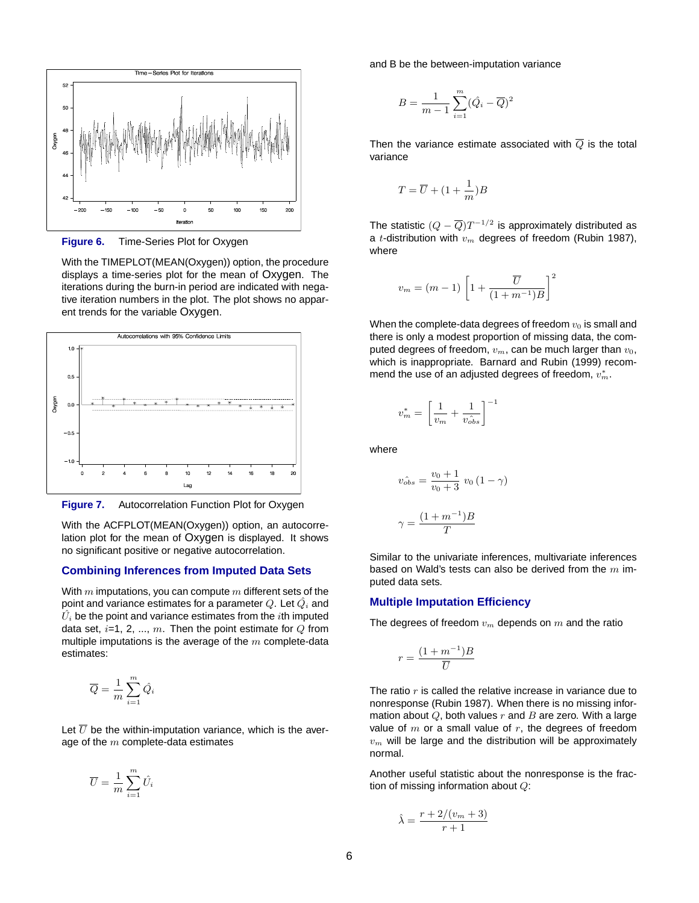Figure 6. Time-Series Plot for Oxygen

With the TIMEPLOT(MEAN(Oxygen)) option, the procedure displays a time-series plot for the mean of Oxygen. The iterations during the burn-in period are indicated with negative iteration numbers in the plot. The plot shows no apparent trends for the variable Oxygen.

Figure 7. Autocorrelation Function Plot for Oxygen

With the ACFPLOT(MEAN(Oxygen)) option, an autocorrelation plot for the mean of Oxygen is displayed. It shows no significant positive or negative autocorrelation.

## Combining Inferences from Imputed Data Sets

With $m$ imputations, you can compute $m$ different sets of the point and variance estimates for a parameter $Q$. Let $\hat{Q}_i$ and $\hat{U}_i$ be the point and variance estimates from the $i$th imputed data set, $i$=1, 2, ..., $m$. Then the point estimate for $Q$ from multiple imputations is the average of the $m$ complete-data estimates:

$$\overline{Q} = \frac{1}{m} \sum_{i=1}^{m} \hat{Q}_i$$

Let $\overline{U}$ be the within-imputation variance, which is the average of the $m$ complete-data estimates

$$\overline{U} = \frac{1}{m} \sum_{i=1}^{m} \hat{U}_i$$

and B be the between-imputation variance

$$B = \frac{1}{m-1} \sum_{i=1}^{m} (\hat{Q}_i - \overline{Q})^2$$

Then the variance estimate associated with $\overline{Q}$ is the total variance

$$T = \overline{U} + (1 + \frac{1}{m})B$$

The statistic $(Q - \overline{Q})T^{-1/2}$ is approximately distributed as a $t$-distribution with $v_m$ degrees of freedom (Rubin 1987), where

$$v_m = (m-1) \left[ 1 + \frac{\overline{U}}{(1+m^{-1})B} \right]^2$$

When the complete-data degrees of freedom $v_0$ is small and there is only a modest proportion of missing data, the computed degrees of freedom, $v_m$, can be much larger than $v_0$, which is inappropriate. Barnard and Rubin (1999) recommend the use of an adjusted degrees of freedom, $v_m^*$.

$$v_m^* = \left[ \frac{1}{v_m} + \frac{1}{\hat{v_{obs}}} \right]^{-1}$$

where

$$\hat{v_{obs}} = \frac{v_0 + 1}{v_0 + 3} \, v_0 \, (1 - \gamma)$$

$$\gamma = \frac{(1+m^{-1})B}{T}$$

Similar to the univariate inferences, multivariate inferences based on Wald's tests can also be derived from the $m$ imputed data sets.

## Multiple Imputation Efficiency

The degrees of freedom $v_m$ depends on $m$ and the ratio

$$r = \frac{(1+m^{-1})B}{\overline{U}}$$

The ratio $r$ is called the relative increase in variance due to nonresponse (Rubin 1987). When there is no missing information about $Q$, both values $r$ and $B$ are zero. With a large value of $m$ or a small value of $r$, the degrees of freedom $v_m$ will be large and the distribution will be approximately normal.

Another useful statistic about the nonresponse is the fraction of missing information about $Q$:

$$\hat{\lambda} = \frac{r + 2/(v_m + 3)}{r + 1}$$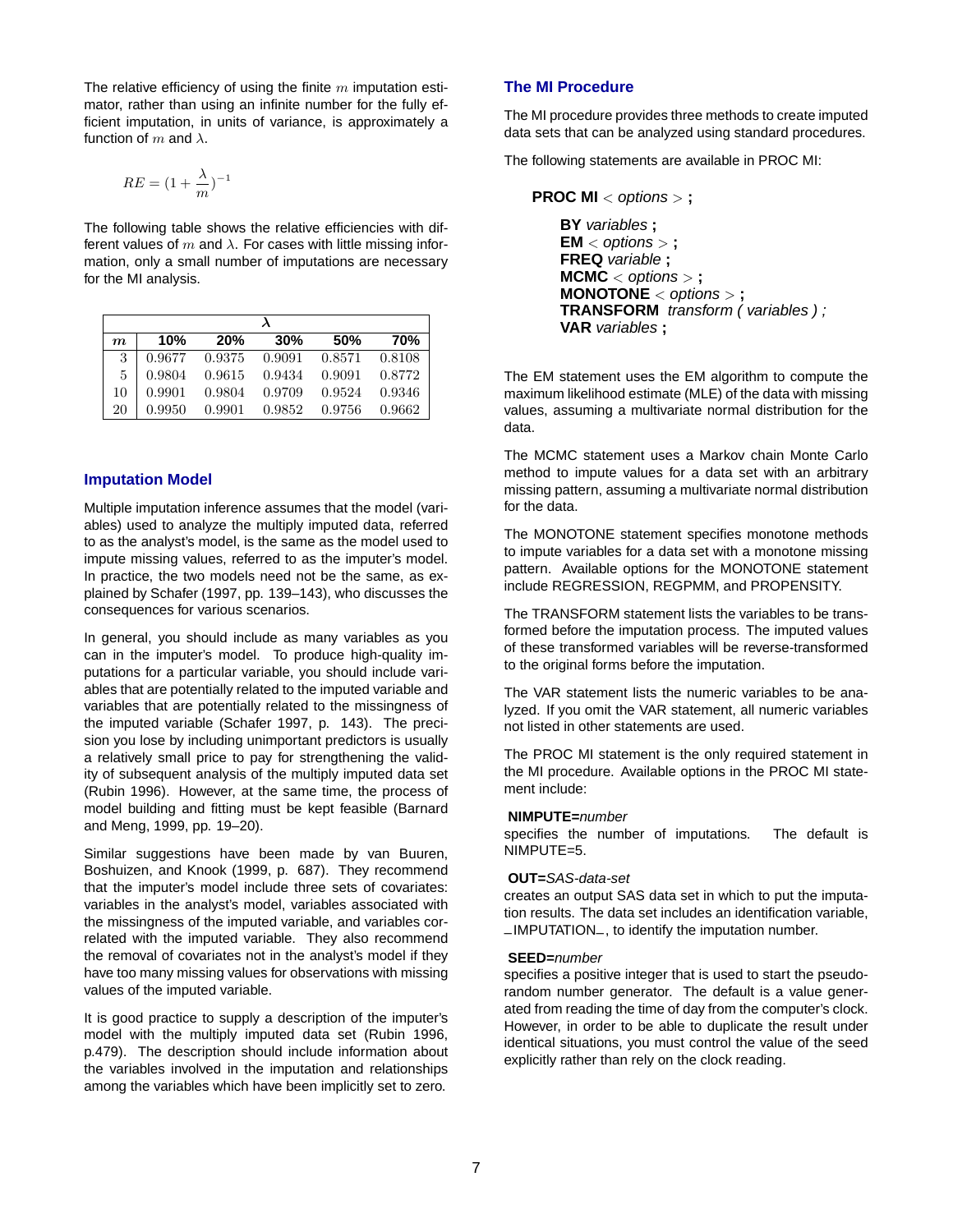The relative efficiency of using the finite $m$ imputation estimator, rather than using an infinite number for the fully efficient imputation, in units of variance, is approximately a function of $m$ and $\lambda$.

$$RE = (1 + \frac{\lambda}{m})^{-1}$$

The following table shows the relative efficiencies with different values of $m$ and $\lambda$. For cases with little missing information, only a small number of imputations are necessary for the MI analysis.

| | $\lambda$ | | | | |
|---|---|---|---|---|---|
| $m$ | **10%** | **20%** | **30%** | **50%** | **70%** |
| 3 | 0.9677 | 0.9375 | 0.9091 | 0.8571 | 0.8108 |
| 5 | 0.9804 | 0.9615 | 0.9434 | 0.9091 | 0.8772 |
| 10 | 0.9901 | 0.9804 | 0.9709 | 0.9524 | 0.9346 |
| 20 | 0.9950 | 0.9901 | 0.9852 | 0.9756 | 0.9662 |

## Imputation Model

Multiple imputation inference assumes that the model (variables) used to analyze the multiply imputed data, referred to as the analyst's model, is the same as the model used to impute missing values, referred to as the imputer's model. In practice, the two models need not be the same, as explained by Schafer (1997, pp. 139–143), who discusses the consequences for various scenarios.

In general, you should include as many variables as you can in the imputer's model. To produce high-quality imputations for a particular variable, you should include variables that are potentially related to the imputed variable and variables that are potentially related to the missingness of the imputed variable (Schafer 1997, p. 143). The precision you lose by including unimportant predictors is usually a relatively small price to pay for strengthening the validity of subsequent analysis of the multiply imputed data set (Rubin 1996). However, at the same time, the process of model building and fitting must be kept feasible (Barnard and Meng, 1999, pp. 19–20).

Similar suggestions have been made by van Buuren, Boshuizen, and Knook (1999, p. 687). They recommend that the imputer's model include three sets of covariates: variables in the analyst's model, variables associated with the missingness of the imputed variable, and variables correlated with the imputed variable. They also recommend the removal of covariates not in the analyst's model if they have too many missing values for observations with missing values of the imputed variable.

It is good practice to supply a description of the imputer's model with the multiply imputed data set (Rubin 1996, p.479). The description should include information about the variables involved in the imputation and relationships among the variables which have been implicitly set to zero.

## The MI Procedure

The MI procedure provides three methods to create imputed data sets that can be analyzed using standard procedures.

The following statements are available in PROC MI:

> **PROC MI** < *options* > **;**
>
> > **BY** *variables* **;**
> > **EM** < *options* > **;**
> > **FREQ** *variable* **;**
> > **MCMC** < *options* > **;**
> > **MONOTONE** < *options* > **;**
> > **TRANSFORM** *transform ( variables ) ;*
> > **VAR** *variables* **;**

The EM statement uses the EM algorithm to compute the maximum likelihood estimate (MLE) of the data with missing values, assuming a multivariate normal distribution for the data.

The MCMC statement uses a Markov chain Monte Carlo method to impute values for a data set with an arbitrary missing pattern, assuming a multivariate normal distribution for the data.

The MONOTONE statement specifies monotone methods to impute variables for a data set with a monotone missing pattern. Available options for the MONOTONE statement include REGRESSION, REGPMM, and PROPENSITY.

The TRANSFORM statement lists the variables to be transformed before the imputation process. The imputed values of these transformed variables will be reverse-transformed to the original forms before the imputation.

The VAR statement lists the numeric variables to be analyzed. If you omit the VAR statement, all numeric variables not listed in other statements are used.

The PROC MI statement is the only required statement in the MI procedure. Available options in the PROC MI statement include:

**NIMPUTE=***number*
specifies the number of imputations. The default is NIMPUTE=5.

**OUT=***SAS-data-set*
creates an output SAS data set in which to put the imputation results. The data set includes an identification variable, _IMPUTATION_, to identify the imputation number.

**SEED=***number*
specifies a positive integer that is used to start the pseudo-random number generator. The default is a value generated from reading the time of day from the computer's clock. However, in order to be able to duplicate the result under identical situations, you must control the value of the seed explicitly rather than rely on the clock reading.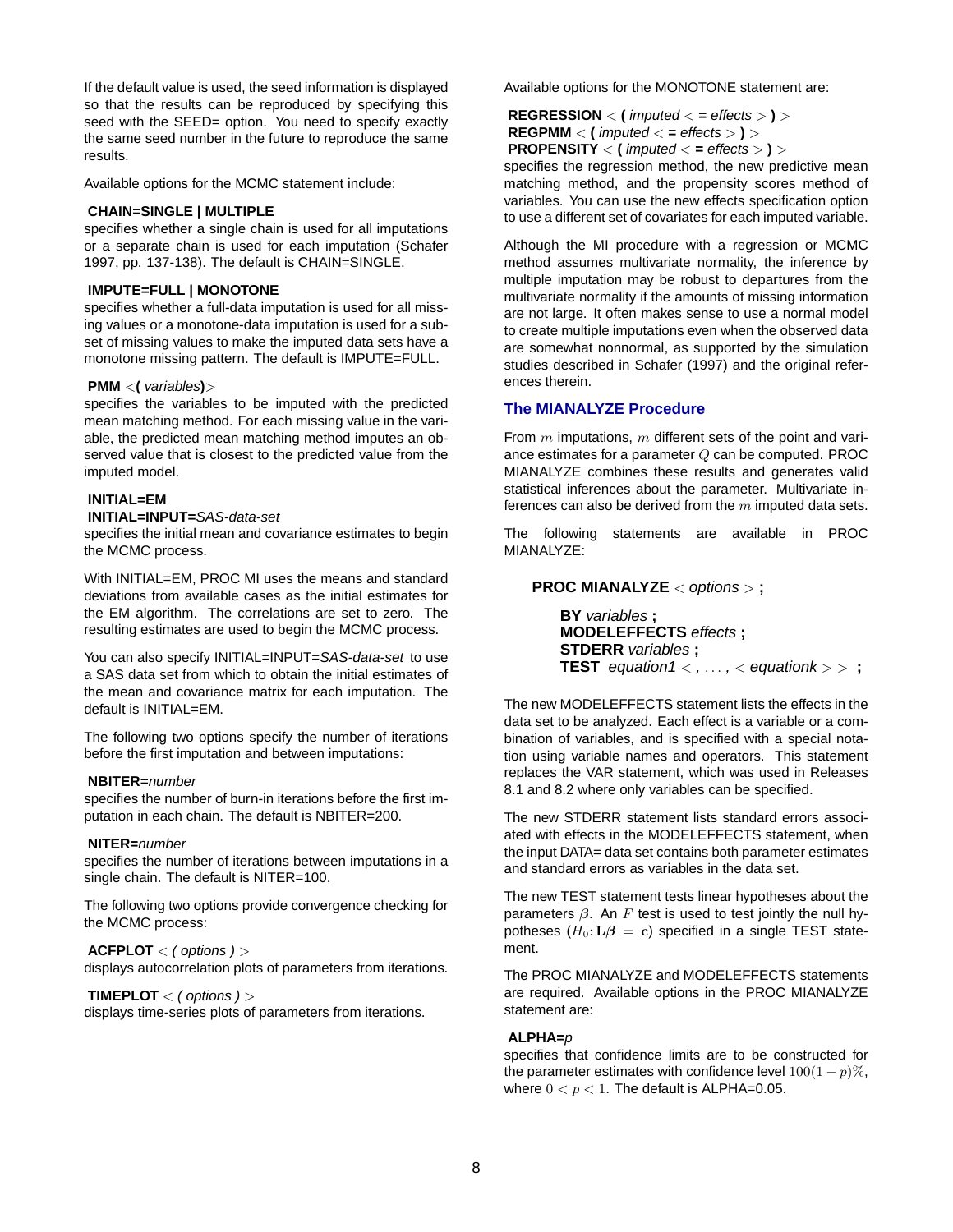If the default value is used, the seed information is displayed so that the results can be reproduced by specifying this seed with the SEED= option. You need to specify exactly the same seed number in the future to reproduce the same results.

Available options for the MCMC statement include:

**CHAIN=SINGLE | MULTIPLE**
specifies whether a single chain is used for all imputations or a separate chain is used for each imputation (Schafer 1997, pp. 137-138). The default is CHAIN=SINGLE.

**IMPUTE=FULL | MONOTONE**
specifies whether a full-data imputation is used for all missing values or a monotone-data imputation is used for a subset of missing values to make the imputed data sets have a monotone missing pattern. The default is IMPUTE=FULL.

**PMM** < **(** *variables* **)** >
specifies the variables to be imputed with the predicted mean matching method. For each missing value in the variable, the predicted mean matching method imputes an observed value that is closest to the predicted value from the imputed model.

**INITIAL=EM**
**INITIAL=INPUT=***SAS-data-set*
specifies the initial mean and covariance estimates to begin the MCMC process.

With INITIAL=EM, PROC MI uses the means and standard deviations from available cases as the initial estimates for the EM algorithm. The correlations are set to zero. The resulting estimates are used to begin the MCMC process.

You can also specify INITIAL=INPUT=*SAS-data-set* to use a SAS data set from which to obtain the initial estimates of the mean and covariance matrix for each imputation. The default is INITIAL=EM.

The following two options specify the number of iterations before the first imputation and between imputations:

**NBITER=***number*
specifies the number of burn-in iterations before the first imputation in each chain. The default is NBITER=200.

**NITER=***number*
specifies the number of iterations between imputations in a single chain. The default is NITER=100.

The following two options provide convergence checking for the MCMC process:

**ACFPLOT** < *( options )* >
displays autocorrelation plots of parameters from iterations.

**TIMEPLOT** < *( options )* >
displays time-series plots of parameters from iterations.

Available options for the MONOTONE statement are:

**REGRESSION** < **(** *imputed* < **=** *effects* > **)** >
**REGPMM** < **(** *imputed* < **=** *effects* > **)** >
**PROPENSITY** < **(** *imputed* < **=** *effects* > **)** >
specifies the regression method, the new predictive mean matching method, and the propensity scores method of variables. You can use the new effects specification option to use a different set of covariates for each imputed variable.

Although the MI procedure with a regression or MCMC method assumes multivariate normality, the inference by multiple imputation may be robust to departures from the multivariate normality if the amounts of missing information are not large. It often makes sense to use a normal model to create multiple imputations even when the observed data are somewhat nonnormal, as supported by the simulation studies described in Schafer (1997) and the original references therein.

## The MIANALYZE Procedure

From $m$ imputations, $m$ different sets of the point and variance estimates for a parameter $Q$ can be computed. PROC MIANALYZE combines these results and generates valid statistical inferences about the parameter. Multivariate inferences can also be derived from the $m$ imputed data sets.

The following statements are available in PROC MIANALYZE:

```
PROC MIANALYZE < options > ;
    BY variables ;
    MODELEFFECTS effects ;
    STDERR variables ;
    TEST  equation1 < , . . . , < equationk > > ;
```

The new MODELEFFECTS statement lists the effects in the data set to be analyzed. Each effect is a variable or a combination of variables, and is specified with a special notation using variable names and operators. This statement replaces the VAR statement, which was used in Releases 8.1 and 8.2 where only variables can be specified.

The new STDERR statement lists standard errors associated with effects in the MODELEFFECTS statement, when the input DATA= data set contains both parameter estimates and standard errors as variables in the data set.

The new TEST statement tests linear hypotheses about the parameters $\beta$. An $F$ test is used to test jointly the null hypotheses ($H_0\colon \mathbf{L}\boldsymbol{\beta} = \mathbf{c}$) specified in a single TEST statement.

The PROC MIANALYZE and MODELEFFECTS statements are required. Available options in the PROC MIANALYZE statement are:

**ALPHA=***p*
specifies that confidence limits are to be constructed for the parameter estimates with confidence level $100(1-p)\%$, where $0 < p < 1$. The default is ALPHA=0.05.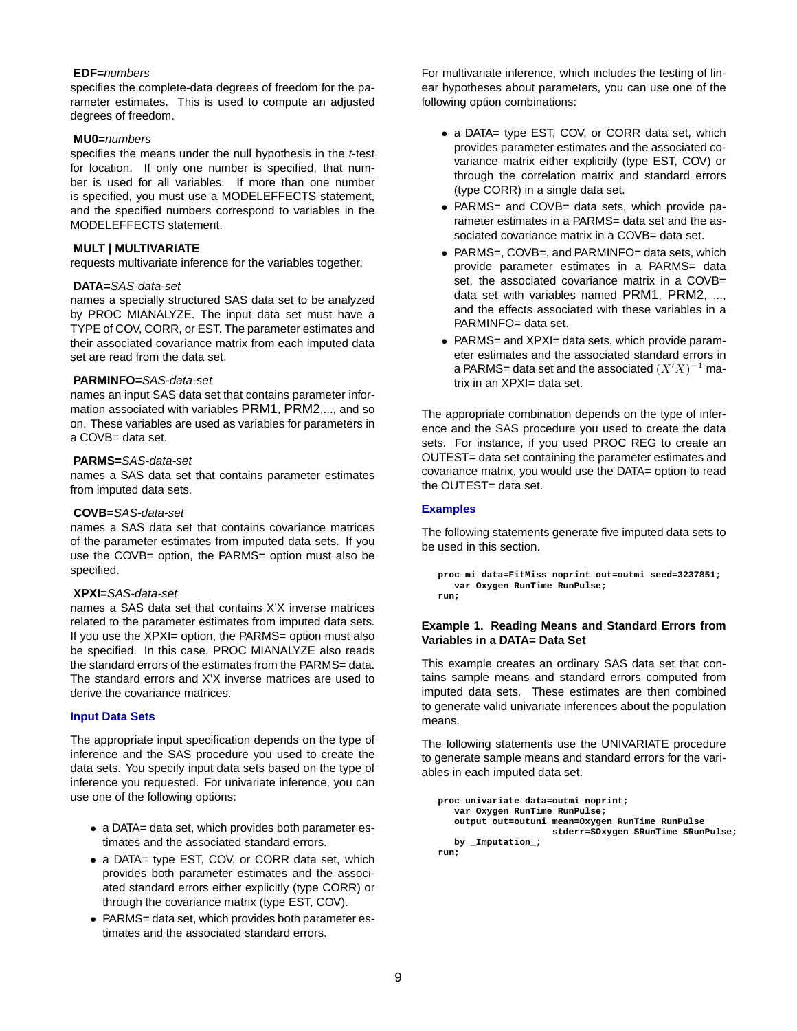**EDF=***numbers*
specifies the complete-data degrees of freedom for the parameter estimates. This is used to compute an adjusted degrees of freedom.

**MU0=***numbers*
specifies the means under the null hypothesis in the *t*-test for location. If only one number is specified, that number is used for all variables. If more than one number is specified, you must use a MODELEFFECTS statement, and the specified numbers correspond to variables in the MODELEFFECTS statement.

**MULT | MULTIVARIATE**
requests multivariate inference for the variables together.

**DATA=***SAS-data-set*
names a specially structured SAS data set to be analyzed by PROC MIANALYZE. The input data set must have a TYPE of COV, CORR, or EST. The parameter estimates and their associated covariance matrix from each imputed data set are read from the data set.

**PARMINFO=***SAS-data-set*
names an input SAS data set that contains parameter information associated with variables PRM1, PRM2,..., and so on. These variables are used as variables for parameters in a COVB= data set.

**PARMS=***SAS-data-set*
names a SAS data set that contains parameter estimates from imputed data sets.

**COVB=***SAS-data-set*
names a SAS data set that contains covariance matrices of the parameter estimates from imputed data sets. If you use the COVB= option, the PARMS= option must also be specified.

**XPXI=***SAS-data-set*
names a SAS data set that contains X'X inverse matrices related to the parameter estimates from imputed data sets. If you use the XPXI= option, the PARMS= option must also be specified. In this case, PROC MIANALYZE also reads the standard errors of the estimates from the PARMS= data. The standard errors and X'X inverse matrices are used to derive the covariance matrices.

## Input Data Sets

The appropriate input specification depends on the type of inference and the SAS procedure you used to create the data sets. You specify input data sets based on the type of inference you requested. For univariate inference, you can use one of the following options:

- a DATA= data set, which provides both parameter estimates and the associated standard errors.
- a DATA= type EST, COV, or CORR data set, which provides both parameter estimates and the associated standard errors either explicitly (type CORR) or through the covariance matrix (type EST, COV).
- PARMS= data set, which provides both parameter estimates and the associated standard errors.

For multivariate inference, which includes the testing of linear hypotheses about parameters, you can use one of the following option combinations:

- a DATA= type EST, COV, or CORR data set, which provides parameter estimates and the associated covariance matrix either explicitly (type EST, COV) or through the correlation matrix and standard errors (type CORR) in a single data set.
- PARMS= and COVB= data sets, which provide parameter estimates in a PARMS= data set and the associated covariance matrix in a COVB= data set.
- PARMS=, COVB=, and PARMINFO= data sets, which provide parameter estimates in a PARMS= data set, the associated covariance matrix in a COVB= data set with variables named PRM1, PRM2, ..., and the effects associated with these variables in a PARMINFO= data set.
- PARMS= and XPXI= data sets, which provide parameter estimates and the associated standard errors in a PARMS= data set and the associated $(X'X)^{-1}$ matrix in an XPXI= data set.

The appropriate combination depends on the type of inference and the SAS procedure you used to create the data sets. For instance, if you used PROC REG to create an OUTEST= data set containing the parameter estimates and covariance matrix, you would use the DATA= option to read the OUTEST= data set.

## Examples

The following statements generate five imputed data sets to be used in this section.

```
proc mi data=FitMiss noprint out=outmi seed=3237851;
   var Oxygen RunTime RunPulse;
run;
```

### Example 1. Reading Means and Standard Errors from Variables in a DATA= Data Set

This example creates an ordinary SAS data set that contains sample means and standard errors computed from imputed data sets. These estimates are then combined to generate valid univariate inferences about the population means.

The following statements use the UNIVARIATE procedure to generate sample means and standard errors for the variables in each imputed data set.

```
proc univariate data=outmi noprint;
   var Oxygen RunTime RunPulse;
   output out=outuni mean=Oxygen RunTime RunPulse
                     stderr=SOxygen SRunTime SRunPulse;
   by _Imputation_;
run;
```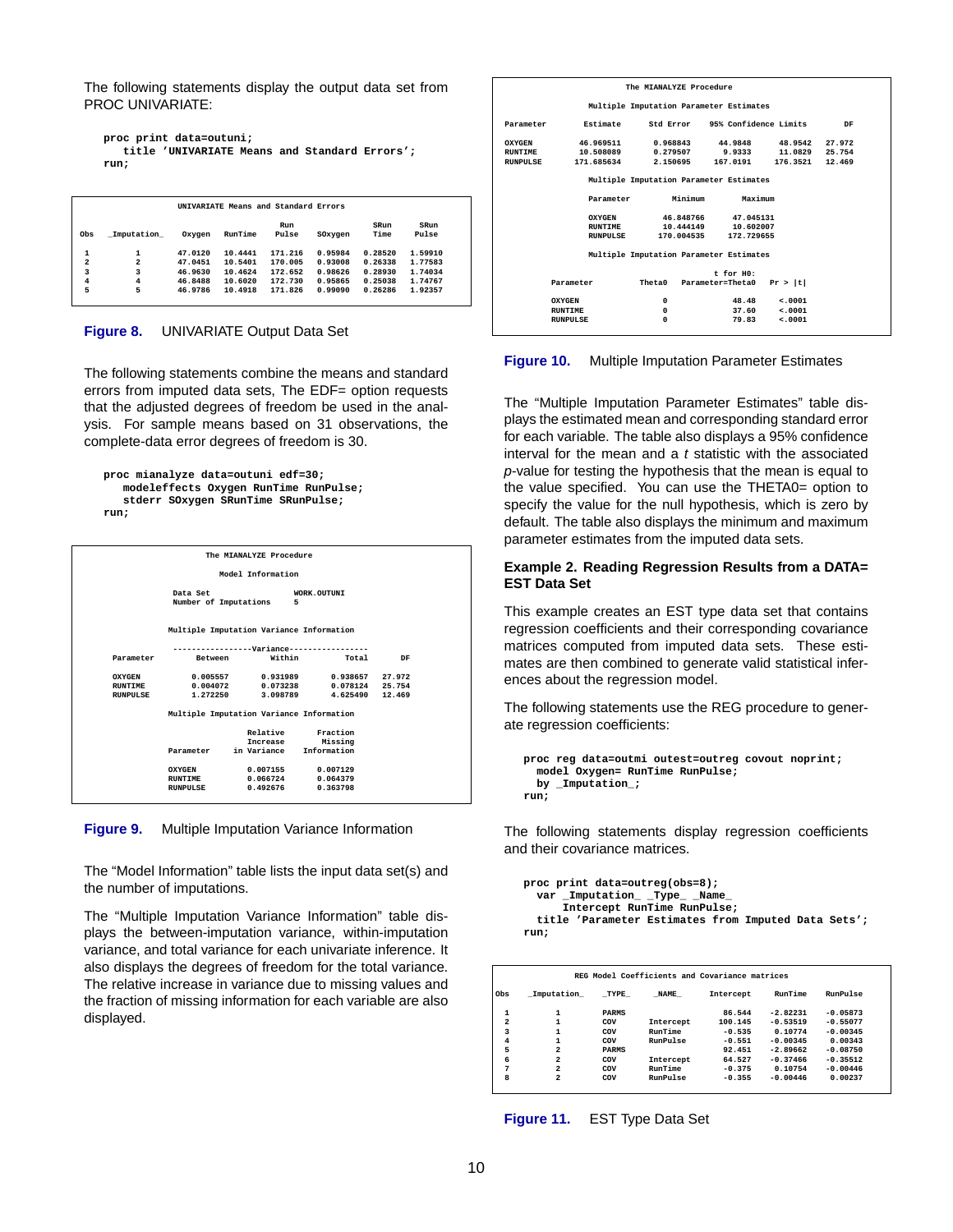The following statements display the output data set from PROC UNIVARIATE:

```
proc print data=outuni;
   title 'UNIVARIATE Means and Standard Errors';
run;
```

UNIVARIATE Means and Standard Errors

| Obs | _Imputation_ | Oxygen | RunTime | Run Pulse | SOxygen | SRun Time | SRun Pulse |
|---|---|---|---|---|---|---|---|
| 1 | 1 | 47.0120 | 10.4441 | 171.216 | 0.95984 | 0.28520 | 1.59910 |
| 2 | 2 | 47.0451 | 10.5401 | 170.005 | 0.93008 | 0.26338 | 1.77583 |
| 3 | 3 | 46.9630 | 10.4624 | 172.652 | 0.98626 | 0.28930 | 1.74034 |
| 4 | 4 | 46.8488 | 10.6020 | 172.730 | 0.95865 | 0.25038 | 1.74767 |
| 5 | 5 | 46.9786 | 10.4918 | 171.826 | 0.99090 | 0.26286 | 1.92357 |

**Figure 8.** UNIVARIATE Output Data Set

The following statements combine the means and standard errors from imputed data sets, The EDF= option requests that the adjusted degrees of freedom be used in the analysis. For sample means based on 31 observations, the complete-data error degrees of freedom is 30.

```
proc mianalyze data=outuni edf=30;
   modeleffects Oxygen RunTime RunPulse;
   stderr SOxygen SRunTime SRunPulse;
run;
```

The MIANALYZE Procedure

Model Information

| | |
|---|---|
| Data Set | WORK.OUTUNI |
| Number of Imputations | 5 |

Multiple Imputation Variance Information

| Parameter | Variance Between | Variance Within | Variance Total | DF |
|---|---|---|---|---|
| OXYGEN | 0.005557 | 0.931989 | 0.938657 | 27.972 |
| RUNTIME | 0.004072 | 0.073238 | 0.078124 | 25.754 |
| RUNPULSE | 1.272250 | 3.098789 | 4.625490 | 12.469 |

Multiple Imputation Variance Information

| Parameter | Relative Increase in Variance | Fraction Missing Information |
|---|---|---|
| OXYGEN | 0.007155 | 0.007129 |
| RUNTIME | 0.066724 | 0.064379 |
| RUNPULSE | 0.492676 | 0.363798 |

**Figure 9.** Multiple Imputation Variance Information

The "Model Information" table lists the input data set(s) and the number of imputations.

The "Multiple Imputation Variance Information" table displays the between-imputation variance, within-imputation variance, and total variance for each univariate inference. It also displays the degrees of freedom for the total variance. The relative increase in variance due to missing values and the fraction of missing information for each variable are also displayed.

The MIANALYZE Procedure

Multiple Imputation Parameter Estimates

| Parameter | Estimate | Std Error | 95% Confidence Limits | | DF |
|---|---|---|---|---|---|
| OXYGEN | 46.969511 | 0.968843 | 44.9848 | 48.9542 | 27.972 |
| RUNTIME | 10.508089 | 0.279507 | 9.9333 | 11.0829 | 25.754 |
| RUNPULSE | 171.685634 | 2.150695 | 167.0191 | 176.3521 | 12.469 |

Multiple Imputation Parameter Estimates

| Parameter | Minimum | Maximum |
|---|---|---|
| OXYGEN | 46.848766 | 47.045131 |
| RUNTIME | 10.444149 | 10.602007 |
| RUNPULSE | 170.004535 | 172.729655 |

Multiple Imputation Parameter Estimates

| Parameter | Theta0 | t for H0: Parameter=Theta0 | Pr > \|t\| |
|---|---|---|---|
| OXYGEN | 0 | 48.48 | <.0001 |
| RUNTIME | 0 | 37.60 | <.0001 |
| RUNPULSE | 0 | 79.83 | <.0001 |

**Figure 10.** Multiple Imputation Parameter Estimates

The "Multiple Imputation Parameter Estimates" table displays the estimated mean and corresponding standard error for each variable. The table also displays a 95% confidence interval for the mean and a *t* statistic with the associated *p*-value for testing the hypothesis that the mean is equal to the value specified. You can use the THETA0= option to specify the value for the null hypothesis, which is zero by default. The table also displays the minimum and maximum parameter estimates from the imputed data sets.

### Example 2. Reading Regression Results from a DATA=EST Data Set

This example creates an EST type data set that contains regression coefficients and their corresponding covariance matrices computed from imputed data sets. These estimates are then combined to generate valid statistical inferences about the regression model.

The following statements use the REG procedure to generate regression coefficients:

```
proc reg data=outmi outest=outreg covout noprint;
  model Oxygen= RunTime RunPulse;
  by _Imputation_;
run;
```

The following statements display regression coefficients and their covariance matrices.

```
proc print data=outreg(obs=8);
  var _Imputation_ _Type_ _Name_
      Intercept RunTime RunPulse;
  title 'Parameter Estimates from Imputed Data Sets';
run;
```

REG Model Coefficients and Covariance matrices

| Obs | _Imputation_ | _TYPE_ | _NAME_ | Intercept | RunTime | RunPulse |
|---|---|---|---|---|---|---|
| 1 | 1 | PARMS | | 86.544 | -2.82231 | -0.05873 |
| 2 | 1 | COV | Intercept | 100.145 | -0.53519 | -0.55077 |
| 3 | 1 | COV | RunTime | -0.535 | 0.10774 | -0.00345 |
| 4 | 1 | COV | RunPulse | -0.551 | -0.00345 | 0.00343 |
| 5 | 2 | PARMS | | 92.451 | -2.89662 | -0.08750 |
| 6 | 2 | COV | Intercept | 64.527 | -0.37466 | -0.35512 |
| 7 | 2 | COV | RunTime | -0.375 | 0.10754 | -0.00446 |
| 8 | 2 | COV | RunPulse | -0.355 | -0.00446 | 0.00237 |

**Figure 11.** EST Type Data Set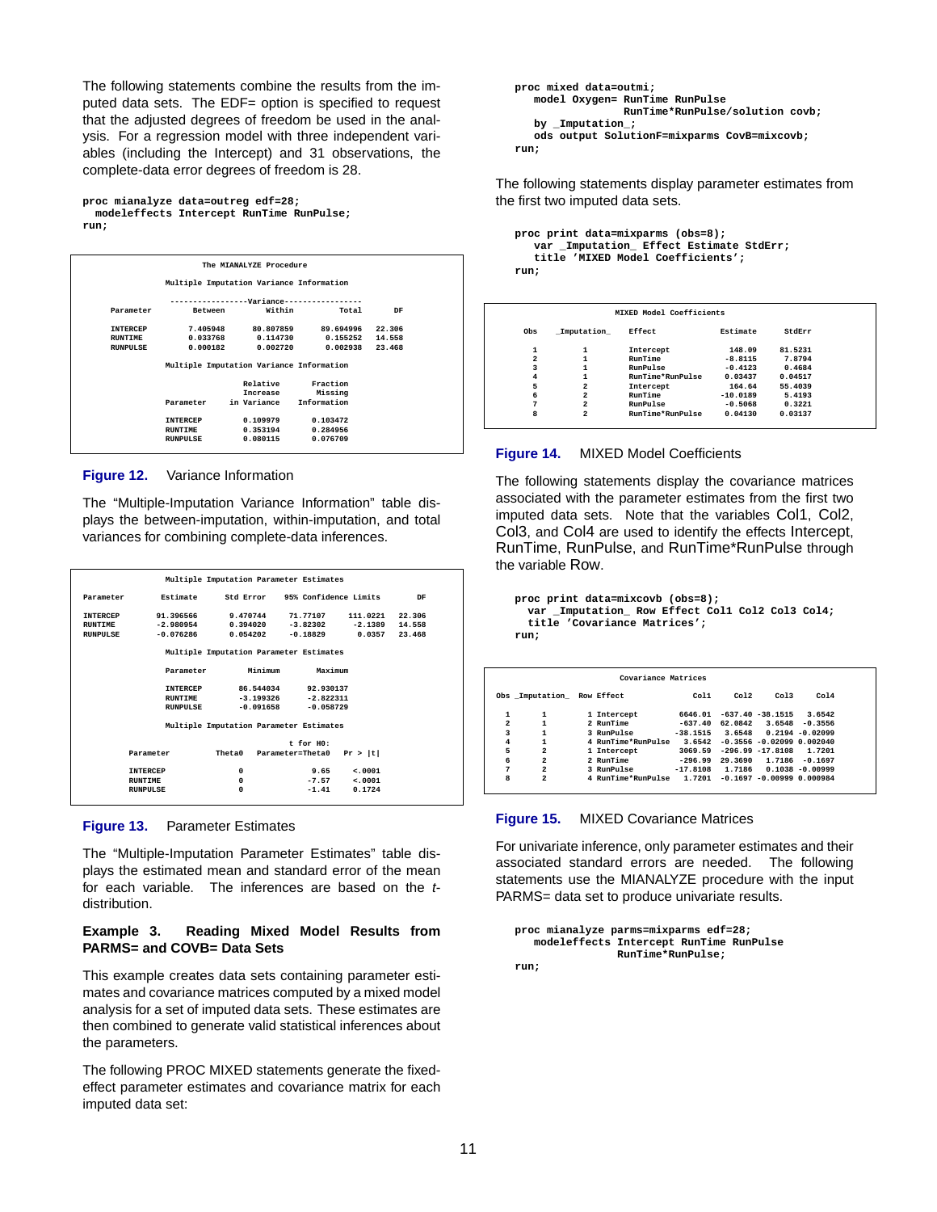The following statements combine the results from the imputed data sets. The EDF= option is specified to request that the adjusted degrees of freedom be used in the analysis. For a regression model with three independent variables (including the Intercept) and 31 observations, the complete-data error degrees of freedom is 28.

```
proc mianalyze data=outreg edf=28;
  modeleffects Intercept RunTime RunPulse;
run;
```

The MIANALYZE Procedure

Multiple Imputation Variance Information

| Parameter | Variance Between | Variance Within | Variance Total | DF |
|---|---|---|---|---|
| INTERCEP | 7.405948 | 80.807859 | 89.694996 | 22.306 |
| RUNTIME | 0.033768 | 0.114730 | 0.155252 | 14.558 |
| RUNPULSE | 0.000182 | 0.002720 | 0.002938 | 23.468 |

Multiple Imputation Variance Information

| Parameter | Relative Increase in Variance | Fraction Missing Information |
|---|---|---|
| INTERCEP | 0.109979 | 0.103472 |
| RUNTIME | 0.353194 | 0.284956 |
| RUNPULSE | 0.080115 | 0.076709 |

**Figure 12.** Variance Information

The "Multiple-Imputation Variance Information" table displays the between-imputation, within-imputation, and total variances for combining complete-data inferences.

Multiple Imputation Parameter Estimates

| Parameter | Estimate | Std Error | 95% Confidence Limits | | DF |
|---|---|---|---|---|---|
| INTERCEP | 91.396566 | 9.470744 | 71.77107 | 111.0221 | 22.306 |
| RUNTIME | -2.980954 | 0.394020 | -3.82302 | -2.1389 | 14.558 |
| RUNPULSE | -0.076286 | 0.054202 | -0.18829 | 0.0357 | 23.468 |

Multiple Imputation Parameter Estimates

| Parameter | Minimum | Maximum |
|---|---|---|
| INTERCEP | 86.544034 | 92.930137 |
| RUNTIME | -3.199326 | -2.822311 |
| RUNPULSE | -0.091658 | -0.058729 |

Multiple Imputation Parameter Estimates

| Parameter | Theta0 | t for H0: Parameter=Theta0 | Pr > \|t\| |
|---|---|---|---|
| INTERCEP | 0 | 9.65 | <.0001 |
| RUNTIME | 0 | -7.57 | <.0001 |
| RUNPULSE | 0 | -1.41 | 0.1724 |

**Figure 13.** Parameter Estimates

The "Multiple-Imputation Parameter Estimates" table displays the estimated mean and standard error of the mean for each variable. The inferences are based on the *t*-distribution.

### Example 3. Reading Mixed Model Results from PARMS= and COVB= Data Sets

This example creates data sets containing parameter estimates and covariance matrices computed by a mixed model analysis for a set of imputed data sets. These estimates are then combined to generate valid statistical inferences about the parameters.

The following PROC MIXED statements generate the fixed-effect parameter estimates and covariance matrix for each imputed data set:

```
proc mixed data=outmi;
   model Oxygen= RunTime RunPulse
                 RunTime*RunPulse/solution covb;
   by _Imputation_;
   ods output SolutionF=mixparms CovB=mixcovb;
run;
```

The following statements display parameter estimates from the first two imputed data sets.

```
proc print data=mixparms (obs=8);
   var _Imputation_ Effect Estimate StdErr;
   title 'MIXED Model Coefficients';
run;
```

MIXED Model Coefficients

| Obs | _Imputation_ | Effect | Estimate | StdErr |
|---|---|---|---|---|
| 1 | 1 | Intercept | 148.09 | 81.5231 |
| 2 | 1 | RunTime | -8.8115 | 7.8794 |
| 3 | 1 | RunPulse | -0.4123 | 0.4684 |
| 4 | 1 | RunTime*RunPulse | 0.03437 | 0.04517 |
| 5 | 2 | Intercept | 164.64 | 55.4039 |
| 6 | 2 | RunTime | -10.0189 | 5.4193 |
| 7 | 2 | RunPulse | -0.5068 | 0.3221 |
| 8 | 2 | RunTime*RunPulse | 0.04130 | 0.03137 |

**Figure 14.** MIXED Model Coefficients

The following statements display the covariance matrices associated with the parameter estimates from the first two imputed data sets. Note that the variables Col1, Col2, Col3, and Col4 are used to identify the effects Intercept, RunTime, RunPulse, and RunTime*RunPulse through the variable Row.

```
proc print data=mixcovb (obs=8);
  var _Imputation_ Row Effect Col1 Col2 Col3 Col4;
  title 'Covariance Matrices';
run;
```

Covariance Matrices

| Obs | _Imputation_ | Row | Effect | Col1 | Col2 | Col3 | Col4 |
|---|---|---|---|---|---|---|---|
| 1 | 1 | 1 | Intercept | 6646.01 | -637.40 | -38.1515 | 3.6542 |
| 2 | 1 | 2 | RunTime | -637.40 | 62.0842 | 3.6548 | -0.3556 |
| 3 | 1 | 3 | RunPulse | -38.1515 | 3.6548 | 0.2194 | -0.02099 |
| 4 | 1 | 4 | RunTime*RunPulse | 3.6542 | -0.3556 | -0.02099 | 0.002040 |
| 5 | 2 | 1 | Intercept | 3069.59 | -296.99 | -17.8108 | 1.7201 |
| 6 | 2 | 2 | RunTime | -296.99 | 29.3690 | 1.7186 | -0.1697 |
| 7 | 2 | 3 | RunPulse | -17.8108 | 1.7186 | 0.1038 | -0.00999 |
| 8 | 2 | 4 | RunTime*RunPulse | 1.7201 | -0.1697 | -0.00999 | 0.000984 |

**Figure 15.** MIXED Covariance Matrices

For univariate inference, only parameter estimates and their associated standard errors are needed. The following statements use the MIANALYZE procedure with the input PARMS= data set to produce univariate results.

```
proc mianalyze parms=mixparms edf=28;
   modeleffects Intercept RunTime RunPulse
                RunTime*RunPulse;
run;
```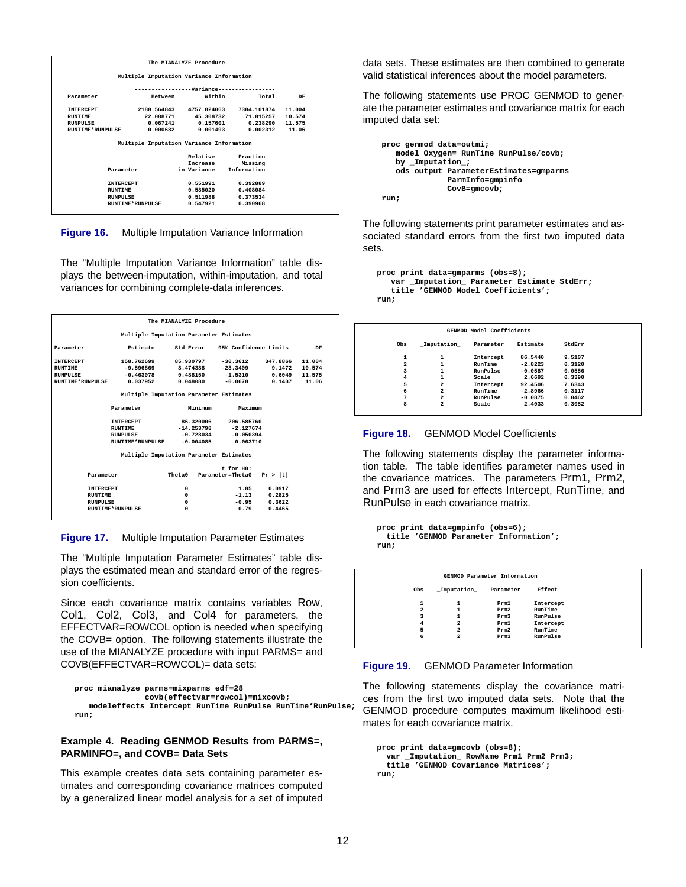**The MIANALYZE Procedure**

**Multiple Imputation Variance Information**

| Parameter | Variance Between | Variance Within | Variance Total | DF |
|---|---|---|---|---|
| INTERCEPT | 2188.564843 | 4757.824063 | 7384.101874 | 11.004 |
| RUNTIME | 22.088771 | 45.308732 | 71.815257 | 10.574 |
| RUNPULSE | 0.067241 | 0.157601 | 0.238290 | 11.575 |
| RUNTIME*RUNPULSE | 0.000682 | 0.001493 | 0.002312 | 11.06 |

**Multiple Imputation Variance Information**

| Parameter | Relative Increase in Variance | Fraction Missing Information |
|---|---|---|
| INTERCEPT | 0.551991 | 0.392889 |
| RUNTIME | 0.585020 | 0.408084 |
| RUNPULSE | 0.511988 | 0.373534 |
| RUNTIME*RUNPULSE | 0.547921 | 0.390968 |

**Figure 16.** Multiple Imputation Variance Information

The "Multiple Imputation Variance Information" table displays the between-imputation, within-imputation, and total variances for combining complete-data inferences.

**The MIANALYZE Procedure**

**Multiple Imputation Parameter Estimates**

| Parameter | Estimate | Std Error | 95% Confidence Limits | | DF |
|---|---|---|---|---|---|
| INTERCEPT | 158.762699 | 85.930797 | -30.3612 | 347.8866 | 11.004 |
| RUNTIME | -9.596869 | 8.474388 | -28.3409 | 9.1472 | 10.574 |
| RUNPULSE | -0.463078 | 0.488150 | -1.5310 | 0.6049 | 11.575 |
| RUNTIME*RUNPULSE | 0.037952 | 0.048080 | -0.0678 | 0.1437 | 11.06 |

**Multiple Imputation Parameter Estimates**

| Parameter | Minimum | Maximum |
|---|---|---|
| INTERCEPT | 85.320006 | 206.585760 |
| RUNTIME | -14.253798 | -2.127674 |
| RUNPULSE | -0.728034 | -0.050394 |
| RUNTIME*RUNPULSE | -0.004085 | 0.063710 |

**Multiple Imputation Parameter Estimates**

| Parameter | Theta0 | t for H0: Parameter=Theta0 | Pr > \|t\| |
|---|---|---|---|
| INTERCEPT | 0 | 1.85 | 0.0917 |
| RUNTIME | 0 | -1.13 | 0.2825 |
| RUNPULSE | 0 | -0.95 | 0.3622 |
| RUNTIME*RUNPULSE | 0 | 0.79 | 0.4465 |

**Figure 17.** Multiple Imputation Parameter Estimates

The "Multiple Imputation Parameter Estimates" table displays the estimated mean and standard error of the regression coefficients.

Since each covariance matrix contains variables Row, Col1, Col2, Col3, and Col4 for parameters, the EFFECTVAR=ROWCOL option is needed when specifying the COVB= option. The following statements illustrate the use of the MIANALYZE procedure with input PARMS= and COVB(EFFECTVAR=ROWCOL)= data sets:

```
proc mianalyze parms=mixparms edf=28
               covb(effectvar=rowcol)=mixcovb;
   modeleffects Intercept RunTime RunPulse RunTime*RunPulse;
run;
```

### Example 4. Reading GENMOD Results from PARMS=, PARMINFO=, and COVB= Data Sets

This example creates data sets containing parameter estimates and corresponding covariance matrices computed by a generalized linear model analysis for a set of imputed data sets. These estimates are then combined to generate valid statistical inferences about the model parameters.

The following statements use PROC GENMOD to generate the parameter estimates and covariance matrix for each imputed data set:

```
proc genmod data=outmi;
   model Oxygen= RunTime RunPulse/covb;
   by _Imputation_;
   ods output ParameterEstimates=gmparms
              ParmInfo=gmpinfo
              CovB=gmcovb;
run;
```

The following statements print parameter estimates and associated standard errors from the first two imputed data sets.

```
proc print data=gmparms (obs=8);
   var _Imputation_ Parameter Estimate StdErr;
   title 'GENMOD Model Coefficients';
run;
```

**GENMOD Model Coefficients**

| Obs | _Imputation_ | Parameter | Estimate | StdErr |
|---|---|---|---|---|
| 1 | 1 | Intercept | 86.5440 | 9.5107 |
| 2 | 1 | RunTime | -2.8223 | 0.3120 |
| 3 | 1 | RunPulse | -0.0587 | 0.0556 |
| 4 | 1 | Scale | 2.6692 | 0.3390 |
| 5 | 2 | Intercept | 92.4506 | 7.6343 |
| 6 | 2 | RunTime | -2.8966 | 0.3117 |
| 7 | 2 | RunPulse | -0.0875 | 0.0462 |
| 8 | 2 | Scale | 2.4033 | 0.3052 |

**Figure 18.** GENMOD Model Coefficients

The following statements display the parameter information table. The table identifies parameter names used in the covariance matrices. The parameters Prm1, Prm2, and Prm3 are used for effects Intercept, RunTime, and RunPulse in each covariance matrix.

```
proc print data=gmpinfo (obs=6);
  title 'GENMOD Parameter Information';
run;
```

**GENMOD Parameter Information**

| Obs | _Imputation_ | Parameter | Effect |
|---|---|---|---|
| 1 | 1 | Prm1 | Intercept |
| 2 | 1 | Prm2 | RunTime |
| 3 | 1 | Prm3 | RunPulse |
| 4 | 2 | Prm1 | Intercept |
| 5 | 2 | Prm2 | RunTime |
| 6 | 2 | Prm3 | RunPulse |

**Figure 19.** GENMOD Parameter Information

The following statements display the covariance matrices from the first two imputed data sets. Note that the GENMOD procedure computes maximum likelihood estimates for each covariance matrix.

```
proc print data=gmcovb (obs=8);
  var _Imputation_ RowName Prm1 Prm2 Prm3;
  title 'GENMOD Covariance Matrices';
run;
```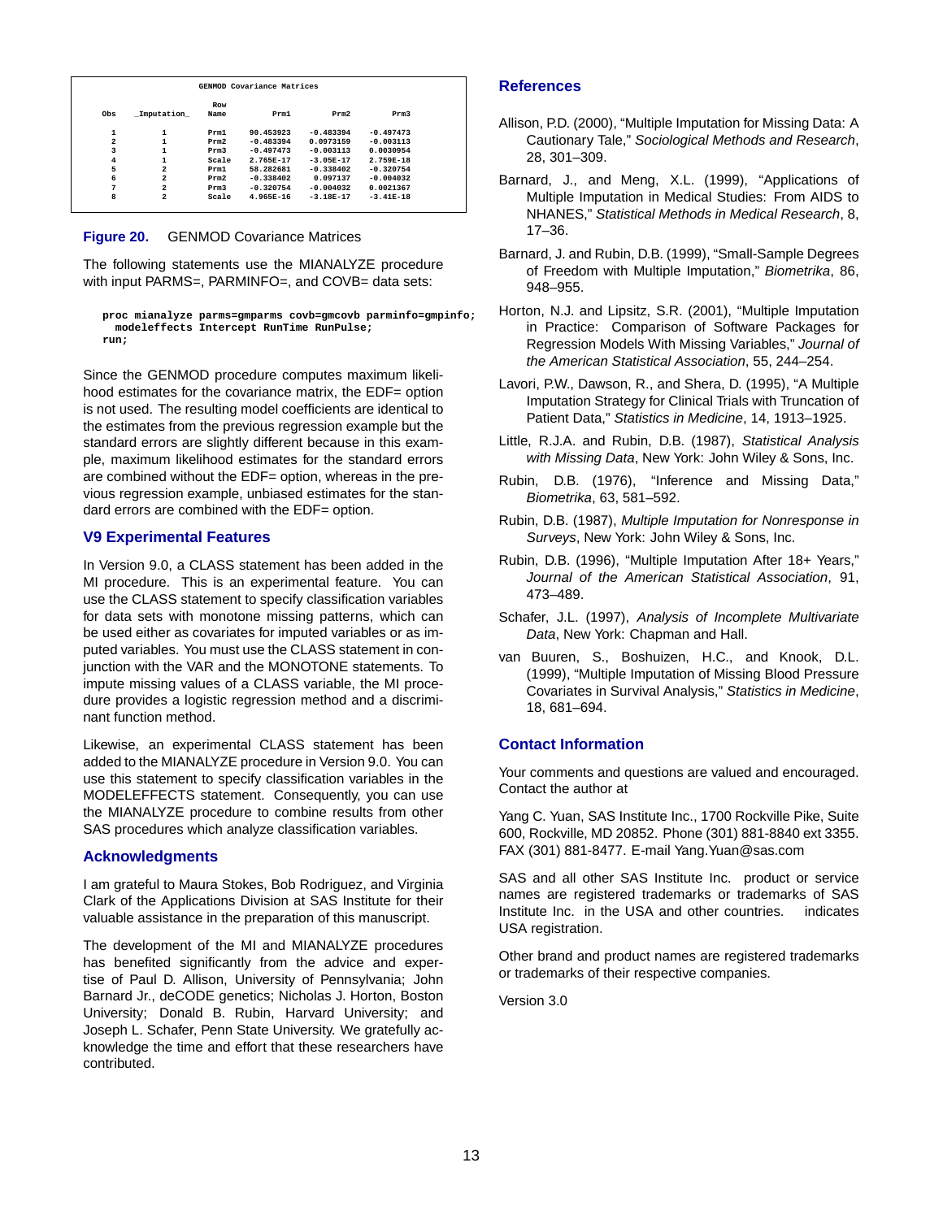| GENMOD Covariance Matrices | | | | | |
|---|---|---|---|---|---|
| Obs | _Imputation_ | Row Name | Prm1 | Prm2 | Prm3 |
| 1 | 1 | Prm1 | 90.453923 | -0.483394 | -0.497473 |
| 2 | 1 | Prm2 | -0.483394 | 0.0973159 | -0.003113 |
| 3 | 1 | Prm3 | -0.497473 | -0.003113 | 0.0030954 |
| 4 | 1 | Scale | 2.765E-17 | -3.05E-17 | 2.759E-18 |
| 5 | 2 | Prm1 | 58.282681 | -0.338402 | -0.320754 |
| 6 | 2 | Prm2 | -0.338402 | 0.097137 | -0.004032 |
| 7 | 2 | Prm3 | -0.320754 | -0.004032 | 0.0021367 |
| 8 | 2 | Scale | 4.965E-16 | -3.18E-17 | -3.41E-18 |

**Figure 20.** GENMOD Covariance Matrices

The following statements use the MIANALYZE procedure with input PARMS=, PARMINFO=, and COVB= data sets:

```
proc mianalyze parms=gmparms covb=gmcovb parminfo=gmpinfo;
  modeleffects Intercept RunTime RunPulse;
run;
```

Since the GENMOD procedure computes maximum likelihood estimates for the covariance matrix, the EDF= option is not used. The resulting model coefficients are identical to the estimates from the previous regression example but the standard errors are slightly different because in this example, maximum likelihood estimates for the standard errors are combined without the EDF= option, whereas in the previous regression example, unbiased estimates for the standard errors are combined with the EDF= option.

## V9 Experimental Features

In Version 9.0, a CLASS statement has been added in the MI procedure. This is an experimental feature. You can use the CLASS statement to specify classification variables for data sets with monotone missing patterns, which can be used either as covariates for imputed variables or as imputed variables. You must use the CLASS statement in conjunction with the VAR and the MONOTONE statements. To impute missing values of a CLASS variable, the MI procedure provides a logistic regression method and a discriminant function method.

Likewise, an experimental CLASS statement has been added to the MIANALYZE procedure in Version 9.0. You can use this statement to specify classification variables in the MODELEFFECTS statement. Consequently, you can use the MIANALYZE procedure to combine results from other SAS procedures which analyze classification variables.

## Acknowledgments

I am grateful to Maura Stokes, Bob Rodriguez, and Virginia Clark of the Applications Division at SAS Institute for their valuable assistance in the preparation of this manuscript.

The development of the MI and MIANALYZE procedures has benefited significantly from the advice and expertise of Paul D. Allison, University of Pennsylvania; John Barnard Jr., deCODE genetics; Nicholas J. Horton, Boston University; Donald B. Rubin, Harvard University; and Joseph L. Schafer, Penn State University. We gratefully acknowledge the time and effort that these researchers have contributed.

## References

Allison, P.D. (2000), "Multiple Imputation for Missing Data: A Cautionary Tale," *Sociological Methods and Research*, 28, 301–309.

Barnard, J., and Meng, X.L. (1999), "Applications of Multiple Imputation in Medical Studies: From AIDS to NHANES," *Statistical Methods in Medical Research*, 8, 17–36.

Barnard, J. and Rubin, D.B. (1999), "Small-Sample Degrees of Freedom with Multiple Imputation," *Biometrika*, 86, 948–955.

Horton, N.J. and Lipsitz, S.R. (2001), "Multiple Imputation in Practice: Comparison of Software Packages for Regression Models With Missing Variables," *Journal of the American Statistical Association*, 55, 244–254.

Lavori, P.W., Dawson, R., and Shera, D. (1995), "A Multiple Imputation Strategy for Clinical Trials with Truncation of Patient Data," *Statistics in Medicine*, 14, 1913–1925.

Little, R.J.A. and Rubin, D.B. (1987), *Statistical Analysis with Missing Data*, New York: John Wiley & Sons, Inc.

Rubin, D.B. (1976), "Inference and Missing Data," *Biometrika*, 63, 581–592.

Rubin, D.B. (1987), *Multiple Imputation for Nonresponse in Surveys*, New York: John Wiley & Sons, Inc.

Rubin, D.B. (1996), "Multiple Imputation After 18+ Years," *Journal of the American Statistical Association*, 91, 473–489.

Schafer, J.L. (1997), *Analysis of Incomplete Multivariate Data*, New York: Chapman and Hall.

van Buuren, S., Boshuizen, H.C., and Knook, D.L. (1999), "Multiple Imputation of Missing Blood Pressure Covariates in Survival Analysis," *Statistics in Medicine*, 18, 681–694.

## Contact Information

Your comments and questions are valued and encouraged. Contact the author at

Yang C. Yuan, SAS Institute Inc., 1700 Rockville Pike, Suite 600, Rockville, MD 20852. Phone (301) 881-8840 ext 3355. FAX (301) 881-8477. E-mail Yang.Yuan@sas.com

SAS and all other SAS Institute Inc. product or service names are registered trademarks or trademarks of SAS Institute Inc. in the USA and other countries. indicates USA registration.

Other brand and product names are registered trademarks or trademarks of their respective companies.

Version 3.0